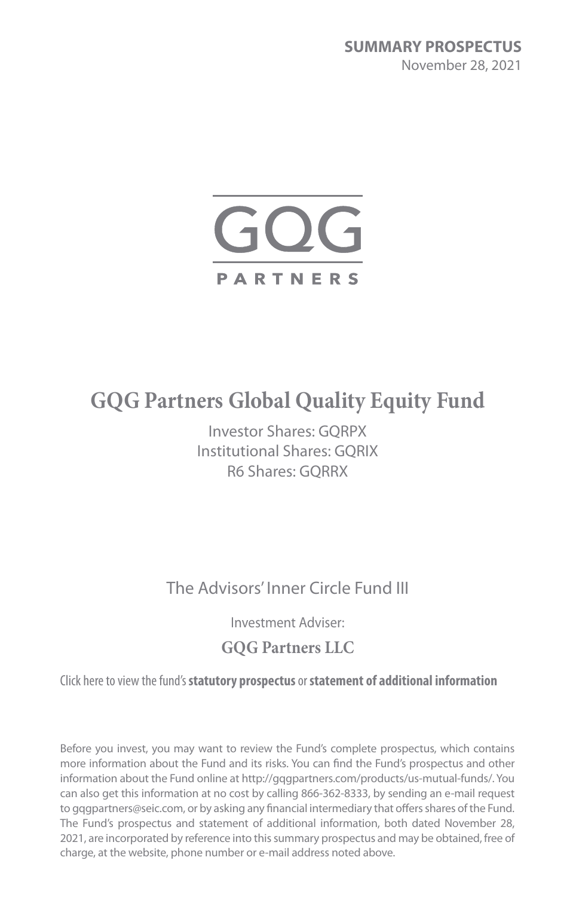**SUMMARY PROSPECTUS**
November 28, 2021

GQG

PARTNERS

# GQG Partners Global Quality Equity Fund

Investor Shares: GQRPX
Institutional Shares: GQRIX
R6 Shares: GQRRX

The Advisors' Inner Circle Fund III

Investment Adviser:

**GQG Partners LLC**

Click here to view the fund's **statutory prospectus** or **statement of additional information**

Before you invest, you may want to review the Fund's complete prospectus, which contains more information about the Fund and its risks. You can find the Fund's prospectus and other information about the Fund online at http://gqgpartners.com/products/us-mutual-funds/. You can also get this information at no cost by calling 866-362-8333, by sending an e-mail request to gqgpartners@seic.com, or by asking any financial intermediary that offers shares of the Fund. The Fund's prospectus and statement of additional information, both dated November 28, 2021, are incorporated by reference into this summary prospectus and may be obtained, free of charge, at the website, phone number or e-mail address noted above.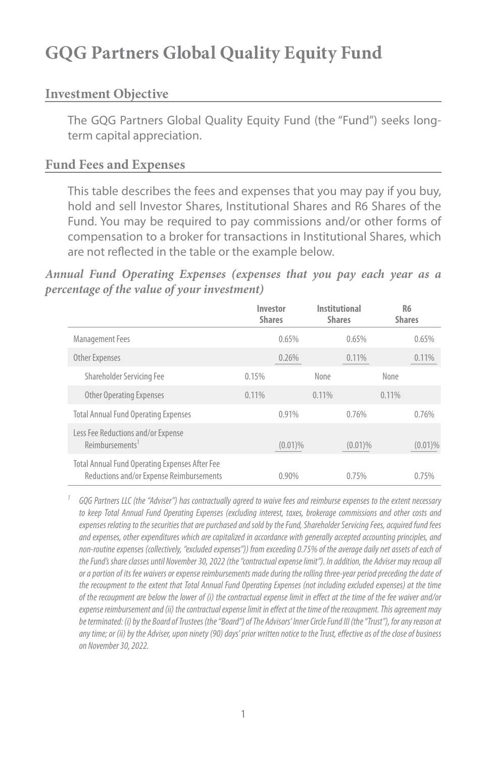# GQG Partners Global Quality Equity Fund

## Investment Objective

The GQG Partners Global Quality Equity Fund (the "Fund") seeks long-term capital appreciation.

## Fund Fees and Expenses

This table describes the fees and expenses that you may pay if you buy, hold and sell Investor Shares, Institutional Shares and R6 Shares of the Fund. You may be required to pay commissions and/or other forms of compensation to a broker for transactions in Institutional Shares, which are not reflected in the table or the example below.

***Annual Fund Operating Expenses (expenses that you pay each year as a percentage of the value of your investment)***

| | Investor Shares | | Institutional Shares | | R6 Shares | |
|---|---|---|---|---|---|---|
| Management Fees | | 0.65% | | 0.65% | | 0.65% |
| Other Expenses | | 0.26% | | 0.11% | | 0.11% |
| Shareholder Servicing Fee | 0.15% | | None | | None | |
| Other Operating Expenses | 0.11% | | 0.11% | | 0.11% | |
| Total Annual Fund Operating Expenses | | 0.91% | | 0.76% | | 0.76% |
| Less Fee Reductions and/or Expense Reimbursements[1] | | (0.01)% | | (0.01)% | | (0.01)% |
| Total Annual Fund Operating Expenses After Fee Reductions and/or Expense Reimbursements | | 0.90% | | 0.75% | | 0.75% |

[1] *GQG Partners LLC (the "Adviser") has contractually agreed to waive fees and reimburse expenses to the extent necessary to keep Total Annual Fund Operating Expenses (excluding interest, taxes, brokerage commissions and other costs and expenses relating to the securities that are purchased and sold by the Fund, Shareholder Servicing Fees, acquired fund fees and expenses, other expenditures which are capitalized in accordance with generally accepted accounting principles, and non-routine expenses (collectively, "excluded expenses")) from exceeding 0.75% of the average daily net assets of each of the Fund's share classes until November 30, 2022 (the "contractual expense limit"). In addition, the Adviser may recoup all or a portion of its fee waivers or expense reimbursements made during the rolling three-year period preceding the date of the recoupment to the extent that Total Annual Fund Operating Expenses (not including excluded expenses) at the time of the recoupment are below the lower of (i) the contractual expense limit in effect at the time of the fee waiver and/or expense reimbursement and (ii) the contractual expense limit in effect at the time of the recoupment. This agreement may be terminated: (i) by the Board of Trustees (the "Board") of The Advisors' Inner Circle Fund III (the "Trust"), for any reason at any time; or (ii) by the Adviser, upon ninety (90) days' prior written notice to the Trust, effective as of the close of business on November 30, 2022.*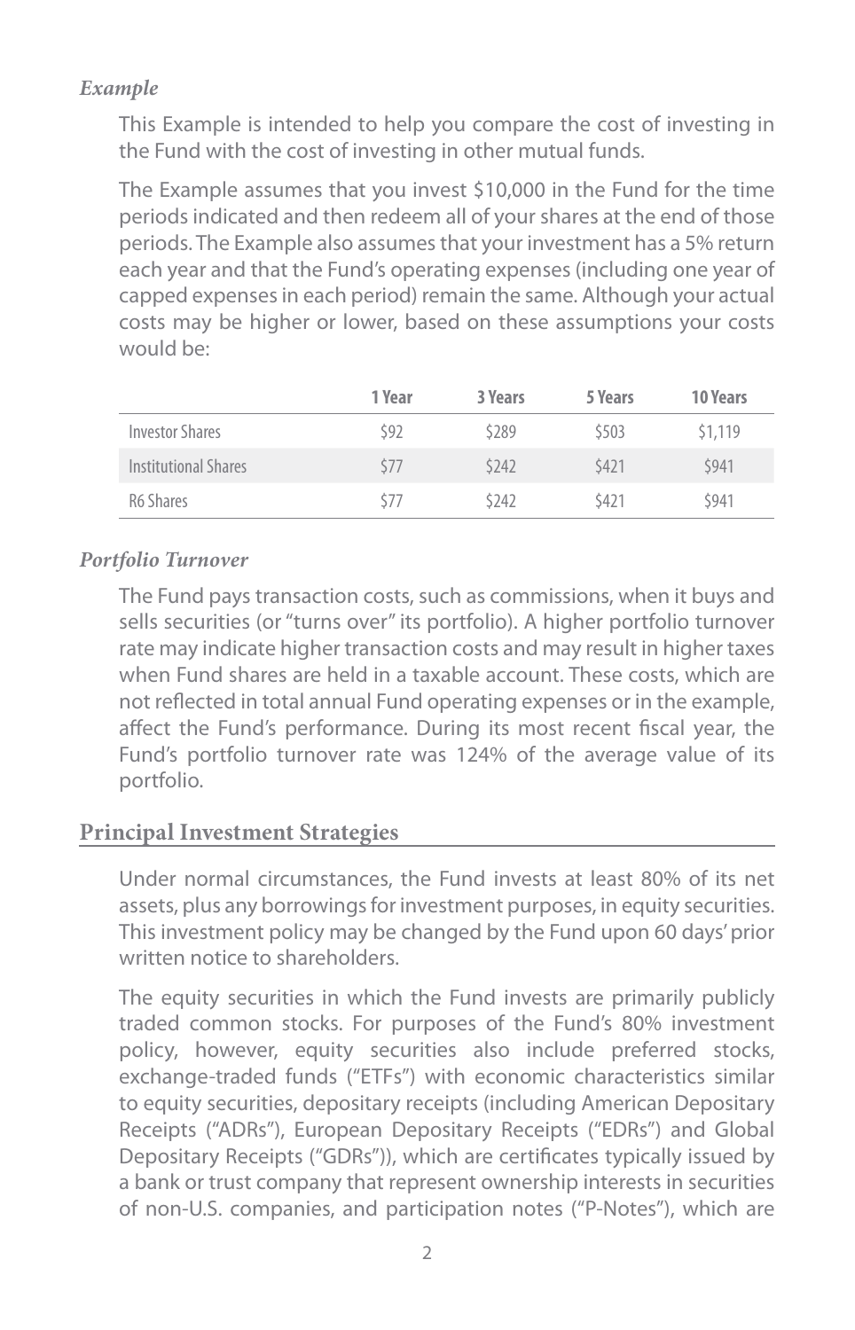### *Example*

This Example is intended to help you compare the cost of investing in the Fund with the cost of investing in other mutual funds.

The Example assumes that you invest $10,000 in the Fund for the time periods indicated and then redeem all of your shares at the end of those periods. The Example also assumes that your investment has a 5% return each year and that the Fund's operating expenses (including one year of capped expenses in each period) remain the same. Although your actual costs may be higher or lower, based on these assumptions your costs would be:

| | 1 Year | 3 Years | 5 Years | 10 Years |
|---|---|---|---|---|
| Investor Shares | $92 | $289 | $503 | $1,119 |
| Institutional Shares | $77 | $242 | $421 | $941 |
| R6 Shares | $77 | $242 | $421 | $941 |

### *Portfolio Turnover*

The Fund pays transaction costs, such as commissions, when it buys and sells securities (or "turns over" its portfolio). A higher portfolio turnover rate may indicate higher transaction costs and may result in higher taxes when Fund shares are held in a taxable account. These costs, which are not reflected in total annual Fund operating expenses or in the example, affect the Fund's performance. During its most recent fiscal year, the Fund's portfolio turnover rate was 124% of the average value of its portfolio.

## Principal Investment Strategies

Under normal circumstances, the Fund invests at least 80% of its net assets, plus any borrowings for investment purposes, in equity securities. This investment policy may be changed by the Fund upon 60 days' prior written notice to shareholders.

The equity securities in which the Fund invests are primarily publicly traded common stocks. For purposes of the Fund's 80% investment policy, however, equity securities also include preferred stocks, exchange-traded funds ("ETFs") with economic characteristics similar to equity securities, depositary receipts (including American Depositary Receipts ("ADRs"), European Depositary Receipts ("EDRs") and Global Depositary Receipts ("GDRs")), which are certificates typically issued by a bank or trust company that represent ownership interests in securities of non-U.S. companies, and participation notes ("P-Notes"), which are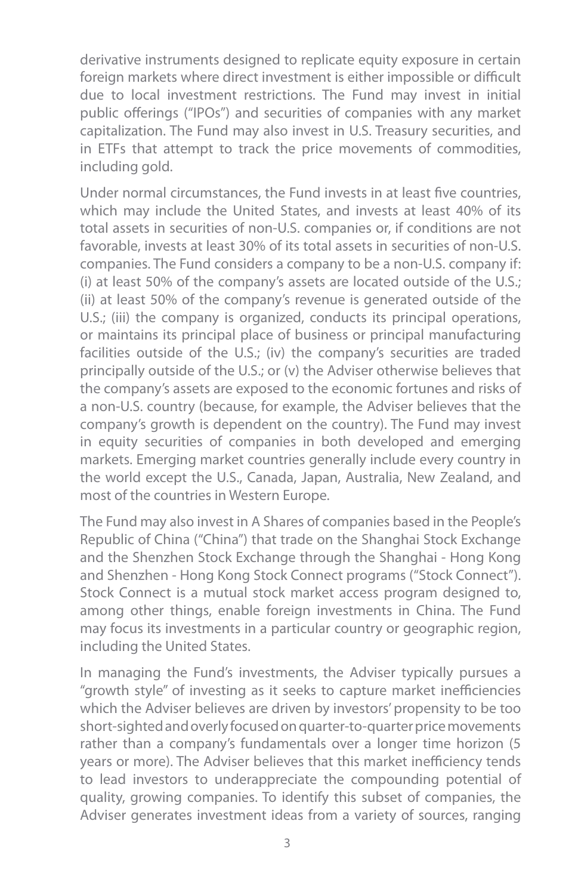derivative instruments designed to replicate equity exposure in certain foreign markets where direct investment is either impossible or difficult due to local investment restrictions. The Fund may invest in initial public offerings ("IPOs") and securities of companies with any market capitalization. The Fund may also invest in U.S. Treasury securities, and in ETFs that attempt to track the price movements of commodities, including gold.

Under normal circumstances, the Fund invests in at least five countries, which may include the United States, and invests at least 40% of its total assets in securities of non-U.S. companies or, if conditions are not favorable, invests at least 30% of its total assets in securities of non-U.S. companies. The Fund considers a company to be a non-U.S. company if: (i) at least 50% of the company's assets are located outside of the U.S.; (ii) at least 50% of the company's revenue is generated outside of the U.S.; (iii) the company is organized, conducts its principal operations, or maintains its principal place of business or principal manufacturing facilities outside of the U.S.; (iv) the company's securities are traded principally outside of the U.S.; or (v) the Adviser otherwise believes that the company's assets are exposed to the economic fortunes and risks of a non-U.S. country (because, for example, the Adviser believes that the company's growth is dependent on the country). The Fund may invest in equity securities of companies in both developed and emerging markets. Emerging market countries generally include every country in the world except the U.S., Canada, Japan, Australia, New Zealand, and most of the countries in Western Europe.

The Fund may also invest in A Shares of companies based in the People's Republic of China ("China") that trade on the Shanghai Stock Exchange and the Shenzhen Stock Exchange through the Shanghai - Hong Kong and Shenzhen - Hong Kong Stock Connect programs ("Stock Connect"). Stock Connect is a mutual stock market access program designed to, among other things, enable foreign investments in China. The Fund may focus its investments in a particular country or geographic region, including the United States.

In managing the Fund's investments, the Adviser typically pursues a "growth style" of investing as it seeks to capture market inefficiencies which the Adviser believes are driven by investors' propensity to be too short-sighted and overly focused on quarter-to-quarter price movements rather than a company's fundamentals over a longer time horizon (5 years or more). The Adviser believes that this market inefficiency tends to lead investors to underappreciate the compounding potential of quality, growing companies. To identify this subset of companies, the Adviser generates investment ideas from a variety of sources, ranging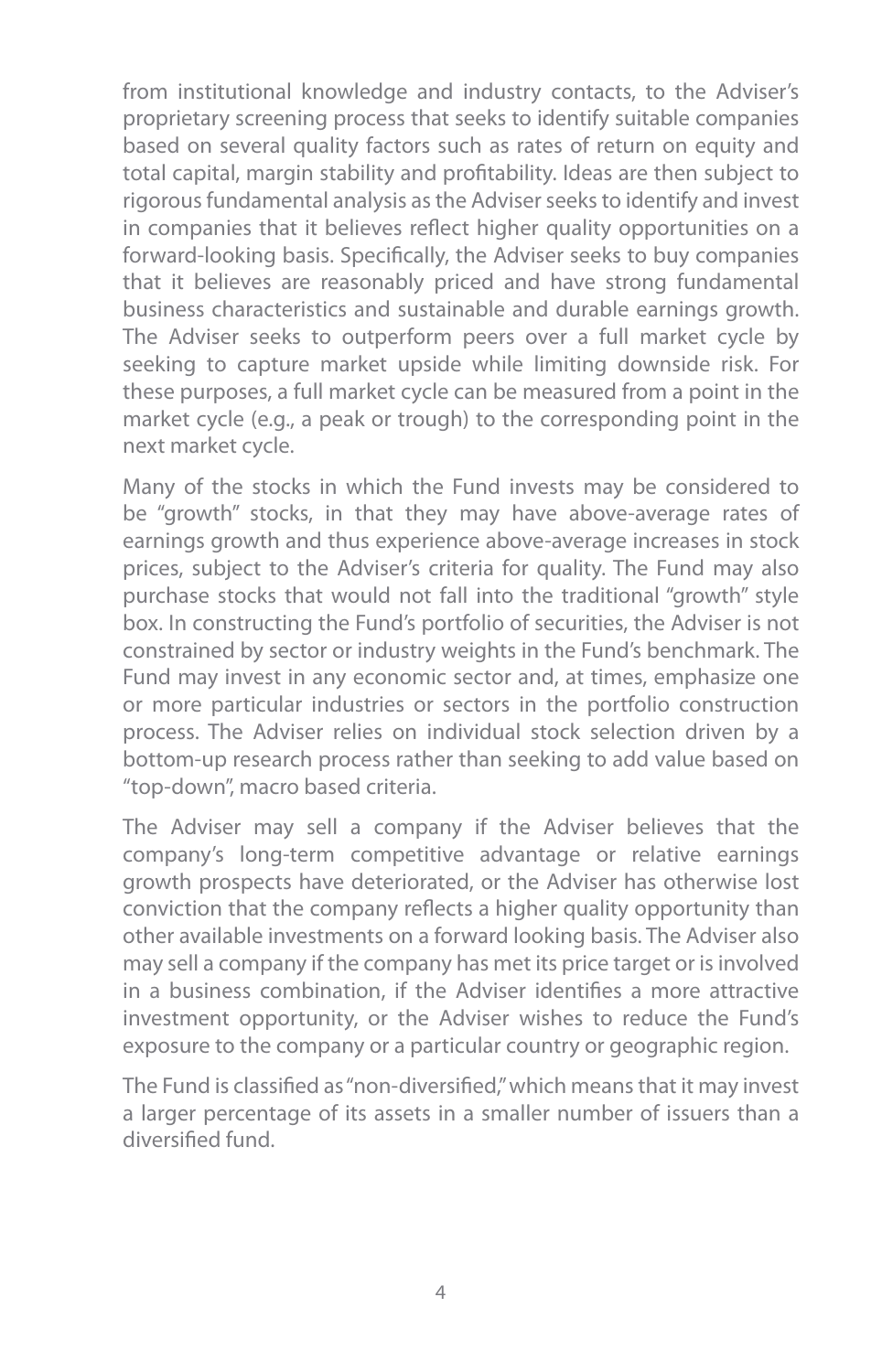from institutional knowledge and industry contacts, to the Adviser's proprietary screening process that seeks to identify suitable companies based on several quality factors such as rates of return on equity and total capital, margin stability and profitability. Ideas are then subject to rigorous fundamental analysis as the Adviser seeks to identify and invest in companies that it believes reflect higher quality opportunities on a forward-looking basis. Specifically, the Adviser seeks to buy companies that it believes are reasonably priced and have strong fundamental business characteristics and sustainable and durable earnings growth. The Adviser seeks to outperform peers over a full market cycle by seeking to capture market upside while limiting downside risk. For these purposes, a full market cycle can be measured from a point in the market cycle (e.g., a peak or trough) to the corresponding point in the next market cycle.

Many of the stocks in which the Fund invests may be considered to be "growth" stocks, in that they may have above-average rates of earnings growth and thus experience above-average increases in stock prices, subject to the Adviser's criteria for quality. The Fund may also purchase stocks that would not fall into the traditional "growth" style box. In constructing the Fund's portfolio of securities, the Adviser is not constrained by sector or industry weights in the Fund's benchmark. The Fund may invest in any economic sector and, at times, emphasize one or more particular industries or sectors in the portfolio construction process. The Adviser relies on individual stock selection driven by a bottom-up research process rather than seeking to add value based on "top-down", macro based criteria.

The Adviser may sell a company if the Adviser believes that the company's long-term competitive advantage or relative earnings growth prospects have deteriorated, or the Adviser has otherwise lost conviction that the company reflects a higher quality opportunity than other available investments on a forward looking basis. The Adviser also may sell a company if the company has met its price target or is involved in a business combination, if the Adviser identifies a more attractive investment opportunity, or the Adviser wishes to reduce the Fund's exposure to the company or a particular country or geographic region.

The Fund is classified as "non-diversified," which means that it may invest a larger percentage of its assets in a smaller number of issuers than a diversified fund.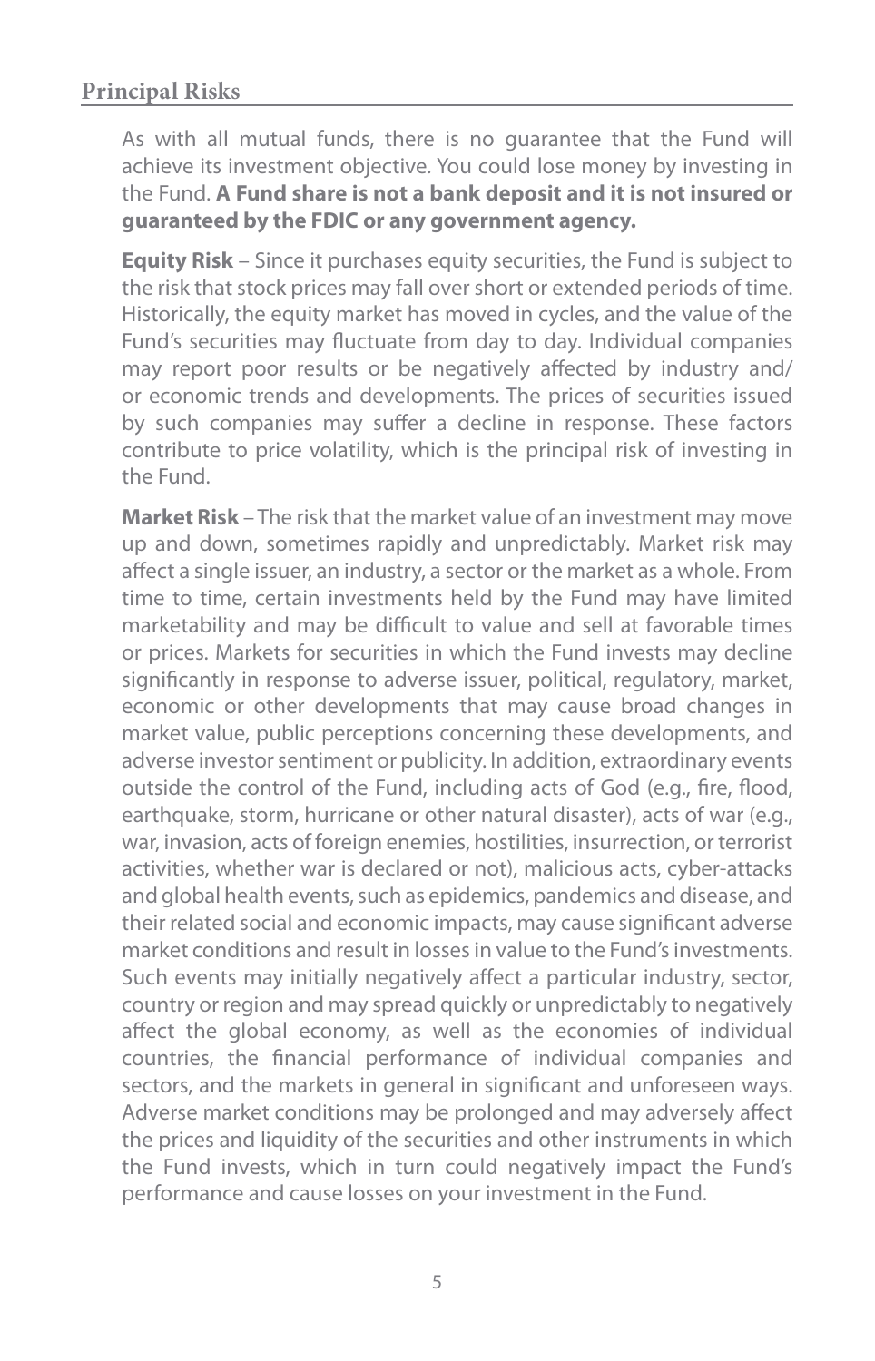## Principal Risks

As with all mutual funds, there is no guarantee that the Fund will achieve its investment objective. You could lose money by investing in the Fund. **A Fund share is not a bank deposit and it is not insured or guaranteed by the FDIC or any government agency.**

**Equity Risk** – Since it purchases equity securities, the Fund is subject to the risk that stock prices may fall over short or extended periods of time. Historically, the equity market has moved in cycles, and the value of the Fund's securities may fluctuate from day to day. Individual companies may report poor results or be negatively affected by industry and/or economic trends and developments. The prices of securities issued by such companies may suffer a decline in response. These factors contribute to price volatility, which is the principal risk of investing in the Fund.

**Market Risk** – The risk that the market value of an investment may move up and down, sometimes rapidly and unpredictably. Market risk may affect a single issuer, an industry, a sector or the market as a whole. From time to time, certain investments held by the Fund may have limited marketability and may be difficult to value and sell at favorable times or prices. Markets for securities in which the Fund invests may decline significantly in response to adverse issuer, political, regulatory, market, economic or other developments that may cause broad changes in market value, public perceptions concerning these developments, and adverse investor sentiment or publicity. In addition, extraordinary events outside the control of the Fund, including acts of God (e.g., fire, flood, earthquake, storm, hurricane or other natural disaster), acts of war (e.g., war, invasion, acts of foreign enemies, hostilities, insurrection, or terrorist activities, whether war is declared or not), malicious acts, cyber-attacks and global health events, such as epidemics, pandemics and disease, and their related social and economic impacts, may cause significant adverse market conditions and result in losses in value to the Fund's investments. Such events may initially negatively affect a particular industry, sector, country or region and may spread quickly or unpredictably to negatively affect the global economy, as well as the economies of individual countries, the financial performance of individual companies and sectors, and the markets in general in significant and unforeseen ways. Adverse market conditions may be prolonged and may adversely affect the prices and liquidity of the securities and other instruments in which the Fund invests, which in turn could negatively impact the Fund's performance and cause losses on your investment in the Fund.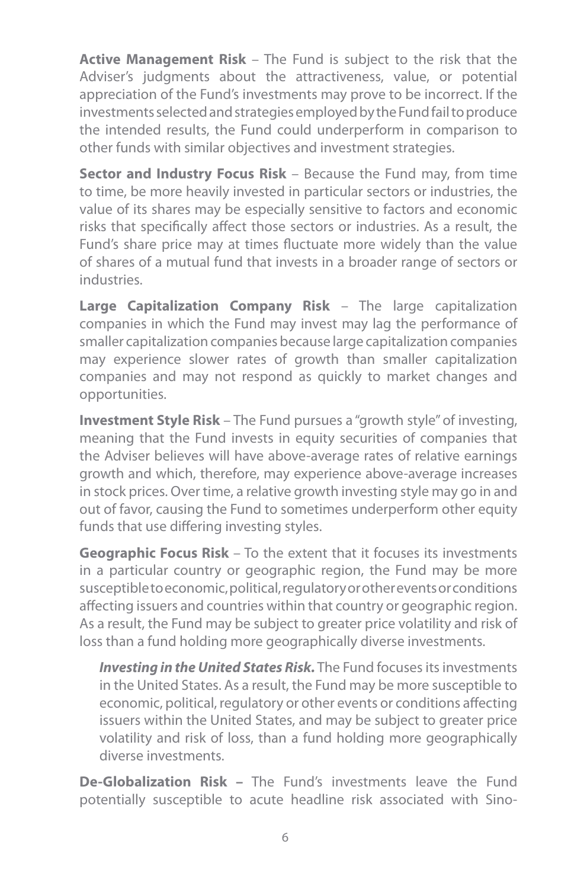**Active Management Risk** – The Fund is subject to the risk that the Adviser's judgments about the attractiveness, value, or potential appreciation of the Fund's investments may prove to be incorrect. If the investments selected and strategies employed by the Fund fail to produce the intended results, the Fund could underperform in comparison to other funds with similar objectives and investment strategies.

**Sector and Industry Focus Risk** – Because the Fund may, from time to time, be more heavily invested in particular sectors or industries, the value of its shares may be especially sensitive to factors and economic risks that specifically affect those sectors or industries. As a result, the Fund's share price may at times fluctuate more widely than the value of shares of a mutual fund that invests in a broader range of sectors or industries.

**Large Capitalization Company Risk** – The large capitalization companies in which the Fund may invest may lag the performance of smaller capitalization companies because large capitalization companies may experience slower rates of growth than smaller capitalization companies and may not respond as quickly to market changes and opportunities.

**Investment Style Risk** – The Fund pursues a "growth style" of investing, meaning that the Fund invests in equity securities of companies that the Adviser believes will have above-average rates of relative earnings growth and which, therefore, may experience above-average increases in stock prices. Over time, a relative growth investing style may go in and out of favor, causing the Fund to sometimes underperform other equity funds that use differing investing styles.

**Geographic Focus Risk** – To the extent that it focuses its investments in a particular country or geographic region, the Fund may be more susceptible to economic, political, regulatory or other events or conditions affecting issuers and countries within that country or geographic region. As a result, the Fund may be subject to greater price volatility and risk of loss than a fund holding more geographically diverse investments.

> ***Investing in the United States Risk.*** The Fund focuses its investments in the United States. As a result, the Fund may be more susceptible to economic, political, regulatory or other events or conditions affecting issuers within the United States, and may be subject to greater price volatility and risk of loss, than a fund holding more geographically diverse investments.

**De-Globalization Risk –** The Fund's investments leave the Fund potentially susceptible to acute headline risk associated with Sino-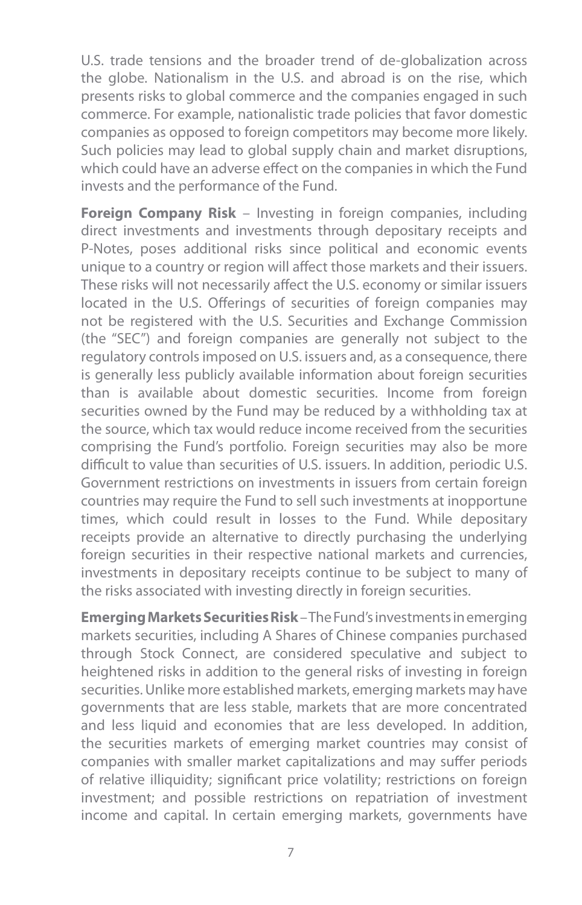U.S. trade tensions and the broader trend of de-globalization across the globe. Nationalism in the U.S. and abroad is on the rise, which presents risks to global commerce and the companies engaged in such commerce. For example, nationalistic trade policies that favor domestic companies as opposed to foreign competitors may become more likely. Such policies may lead to global supply chain and market disruptions, which could have an adverse effect on the companies in which the Fund invests and the performance of the Fund.

**Foreign Company Risk** – Investing in foreign companies, including direct investments and investments through depositary receipts and P-Notes, poses additional risks since political and economic events unique to a country or region will affect those markets and their issuers. These risks will not necessarily affect the U.S. economy or similar issuers located in the U.S. Offerings of securities of foreign companies may not be registered with the U.S. Securities and Exchange Commission (the "SEC") and foreign companies are generally not subject to the regulatory controls imposed on U.S. issuers and, as a consequence, there is generally less publicly available information about foreign securities than is available about domestic securities. Income from foreign securities owned by the Fund may be reduced by a withholding tax at the source, which tax would reduce income received from the securities comprising the Fund's portfolio. Foreign securities may also be more difficult to value than securities of U.S. issuers. In addition, periodic U.S. Government restrictions on investments in issuers from certain foreign countries may require the Fund to sell such investments at inopportune times, which could result in losses to the Fund. While depositary receipts provide an alternative to directly purchasing the underlying foreign securities in their respective national markets and currencies, investments in depositary receipts continue to be subject to many of the risks associated with investing directly in foreign securities.

**Emerging Markets Securities Risk** – The Fund's investments in emerging markets securities, including A Shares of Chinese companies purchased through Stock Connect, are considered speculative and subject to heightened risks in addition to the general risks of investing in foreign securities. Unlike more established markets, emerging markets may have governments that are less stable, markets that are more concentrated and less liquid and economies that are less developed. In addition, the securities markets of emerging market countries may consist of companies with smaller market capitalizations and may suffer periods of relative illiquidity; significant price volatility; restrictions on foreign investment; and possible restrictions on repatriation of investment income and capital. In certain emerging markets, governments have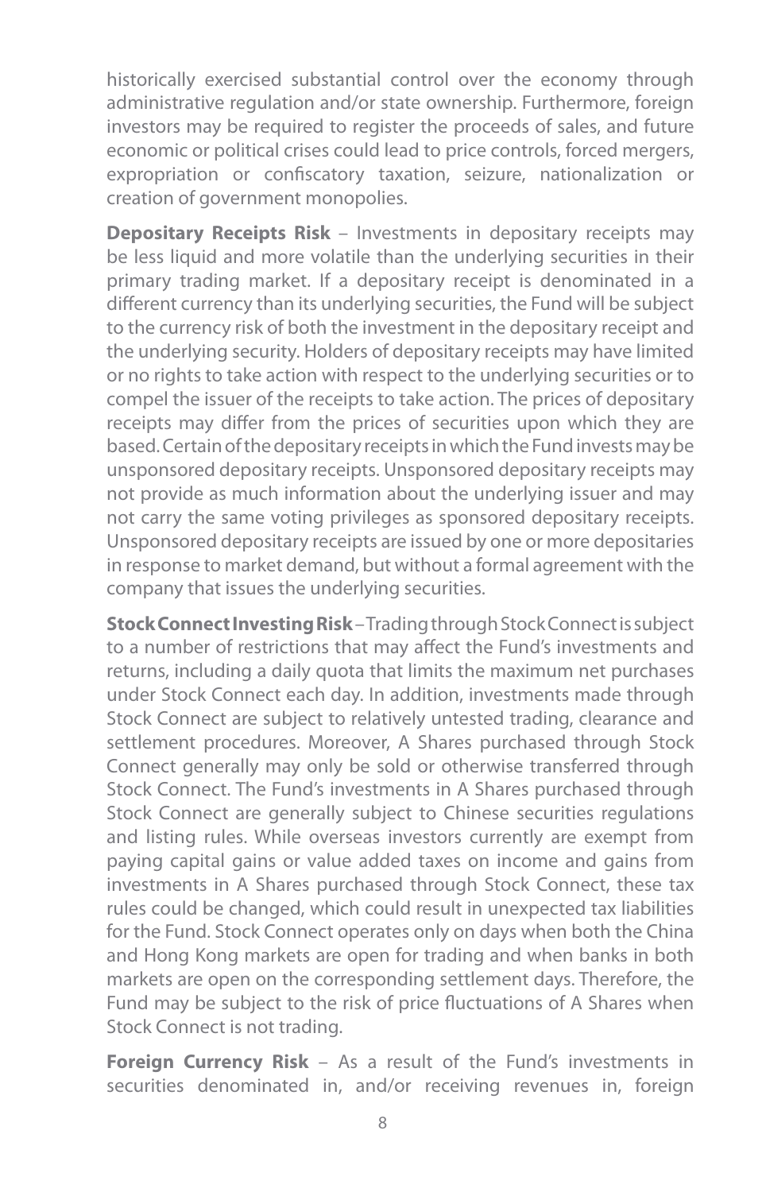historically exercised substantial control over the economy through administrative regulation and/or state ownership. Furthermore, foreign investors may be required to register the proceeds of sales, and future economic or political crises could lead to price controls, forced mergers, expropriation or confiscatory taxation, seizure, nationalization or creation of government monopolies.

**Depositary Receipts Risk** – Investments in depositary receipts may be less liquid and more volatile than the underlying securities in their primary trading market. If a depositary receipt is denominated in a different currency than its underlying securities, the Fund will be subject to the currency risk of both the investment in the depositary receipt and the underlying security. Holders of depositary receipts may have limited or no rights to take action with respect to the underlying securities or to compel the issuer of the receipts to take action. The prices of depositary receipts may differ from the prices of securities upon which they are based. Certain of the depositary receipts in which the Fund invests may be unsponsored depositary receipts. Unsponsored depositary receipts may not provide as much information about the underlying issuer and may not carry the same voting privileges as sponsored depositary receipts. Unsponsored depositary receipts are issued by one or more depositaries in response to market demand, but without a formal agreement with the company that issues the underlying securities.

**Stock Connect Investing Risk** – Trading through Stock Connect is subject to a number of restrictions that may affect the Fund's investments and returns, including a daily quota that limits the maximum net purchases under Stock Connect each day. In addition, investments made through Stock Connect are subject to relatively untested trading, clearance and settlement procedures. Moreover, A Shares purchased through Stock Connect generally may only be sold or otherwise transferred through Stock Connect. The Fund's investments in A Shares purchased through Stock Connect are generally subject to Chinese securities regulations and listing rules. While overseas investors currently are exempt from paying capital gains or value added taxes on income and gains from investments in A Shares purchased through Stock Connect, these tax rules could be changed, which could result in unexpected tax liabilities for the Fund. Stock Connect operates only on days when both the China and Hong Kong markets are open for trading and when banks in both markets are open on the corresponding settlement days. Therefore, the Fund may be subject to the risk of price fluctuations of A Shares when Stock Connect is not trading.

**Foreign Currency Risk** – As a result of the Fund's investments in securities denominated in, and/or receiving revenues in, foreign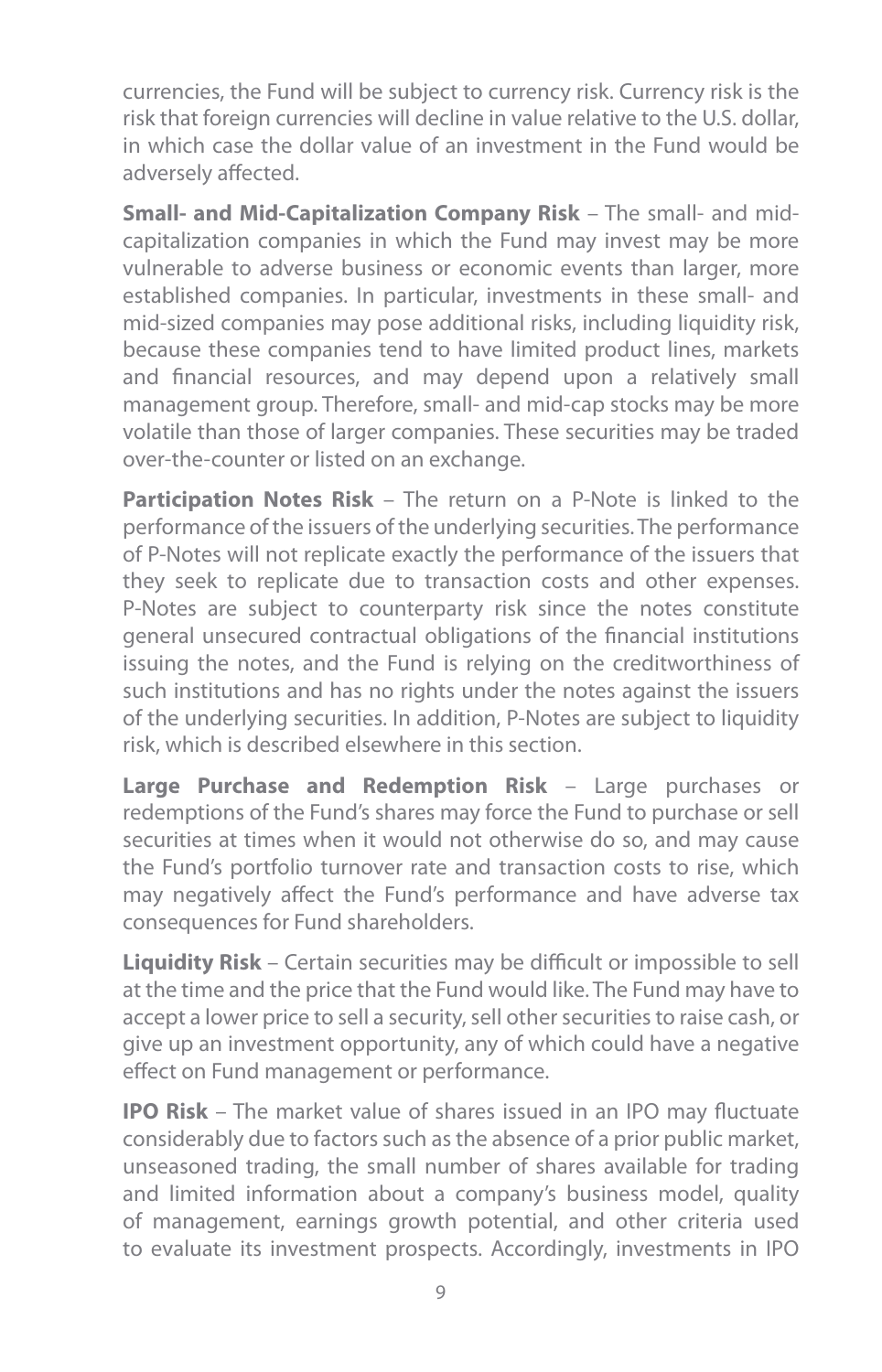currencies, the Fund will be subject to currency risk. Currency risk is the risk that foreign currencies will decline in value relative to the U.S. dollar, in which case the dollar value of an investment in the Fund would be adversely affected.

**Small- and Mid-Capitalization Company Risk** – The small- and mid-capitalization companies in which the Fund may invest may be more vulnerable to adverse business or economic events than larger, more established companies. In particular, investments in these small- and mid-sized companies may pose additional risks, including liquidity risk, because these companies tend to have limited product lines, markets and financial resources, and may depend upon a relatively small management group. Therefore, small- and mid-cap stocks may be more volatile than those of larger companies. These securities may be traded over-the-counter or listed on an exchange.

**Participation Notes Risk** – The return on a P-Note is linked to the performance of the issuers of the underlying securities. The performance of P-Notes will not replicate exactly the performance of the issuers that they seek to replicate due to transaction costs and other expenses. P-Notes are subject to counterparty risk since the notes constitute general unsecured contractual obligations of the financial institutions issuing the notes, and the Fund is relying on the creditworthiness of such institutions and has no rights under the notes against the issuers of the underlying securities. In addition, P-Notes are subject to liquidity risk, which is described elsewhere in this section.

**Large Purchase and Redemption Risk** – Large purchases or redemptions of the Fund's shares may force the Fund to purchase or sell securities at times when it would not otherwise do so, and may cause the Fund's portfolio turnover rate and transaction costs to rise, which may negatively affect the Fund's performance and have adverse tax consequences for Fund shareholders.

**Liquidity Risk** – Certain securities may be difficult or impossible to sell at the time and the price that the Fund would like. The Fund may have to accept a lower price to sell a security, sell other securities to raise cash, or give up an investment opportunity, any of which could have a negative effect on Fund management or performance.

**IPO Risk** – The market value of shares issued in an IPO may fluctuate considerably due to factors such as the absence of a prior public market, unseasoned trading, the small number of shares available for trading and limited information about a company's business model, quality of management, earnings growth potential, and other criteria used to evaluate its investment prospects. Accordingly, investments in IPO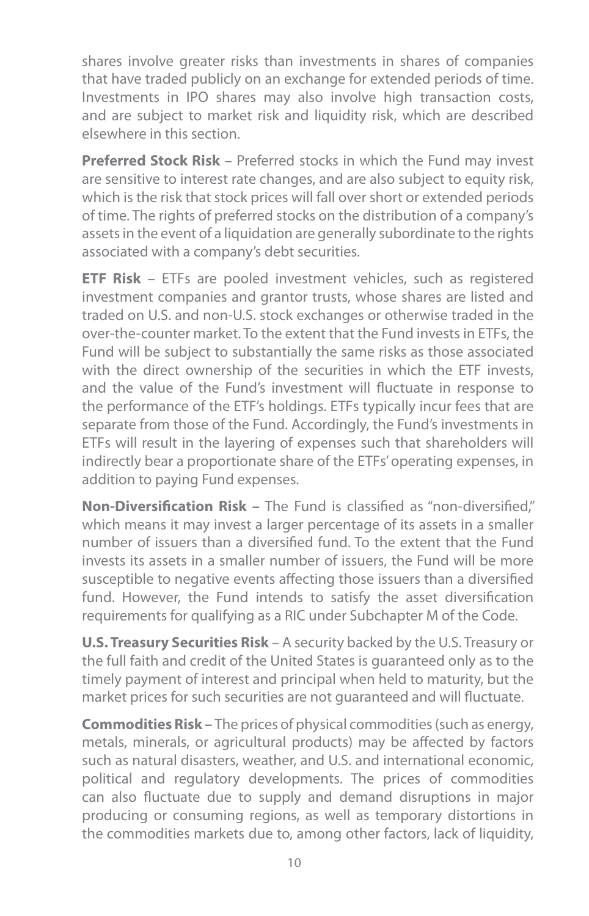shares involve greater risks than investments in shares of companies that have traded publicly on an exchange for extended periods of time. Investments in IPO shares may also involve high transaction costs, and are subject to market risk and liquidity risk, which are described elsewhere in this section.

**Preferred Stock Risk** – Preferred stocks in which the Fund may invest are sensitive to interest rate changes, and are also subject to equity risk, which is the risk that stock prices will fall over short or extended periods of time. The rights of preferred stocks on the distribution of a company's assets in the event of a liquidation are generally subordinate to the rights associated with a company's debt securities.

**ETF Risk** – ETFs are pooled investment vehicles, such as registered investment companies and grantor trusts, whose shares are listed and traded on U.S. and non-U.S. stock exchanges or otherwise traded in the over-the-counter market. To the extent that the Fund invests in ETFs, the Fund will be subject to substantially the same risks as those associated with the direct ownership of the securities in which the ETF invests, and the value of the Fund's investment will fluctuate in response to the performance of the ETF's holdings. ETFs typically incur fees that are separate from those of the Fund. Accordingly, the Fund's investments in ETFs will result in the layering of expenses such that shareholders will indirectly bear a proportionate share of the ETFs' operating expenses, in addition to paying Fund expenses.

**Non-Diversification Risk –** The Fund is classified as "non-diversified," which means it may invest a larger percentage of its assets in a smaller number of issuers than a diversified fund. To the extent that the Fund invests its assets in a smaller number of issuers, the Fund will be more susceptible to negative events affecting those issuers than a diversified fund. However, the Fund intends to satisfy the asset diversification requirements for qualifying as a RIC under Subchapter M of the Code.

**U.S. Treasury Securities Risk** – A security backed by the U.S. Treasury or the full faith and credit of the United States is guaranteed only as to the timely payment of interest and principal when held to maturity, but the market prices for such securities are not guaranteed and will fluctuate.

**Commodities Risk –** The prices of physical commodities (such as energy, metals, minerals, or agricultural products) may be affected by factors such as natural disasters, weather, and U.S. and international economic, political and regulatory developments. The prices of commodities can also fluctuate due to supply and demand disruptions in major producing or consuming regions, as well as temporary distortions in the commodities markets due to, among other factors, lack of liquidity,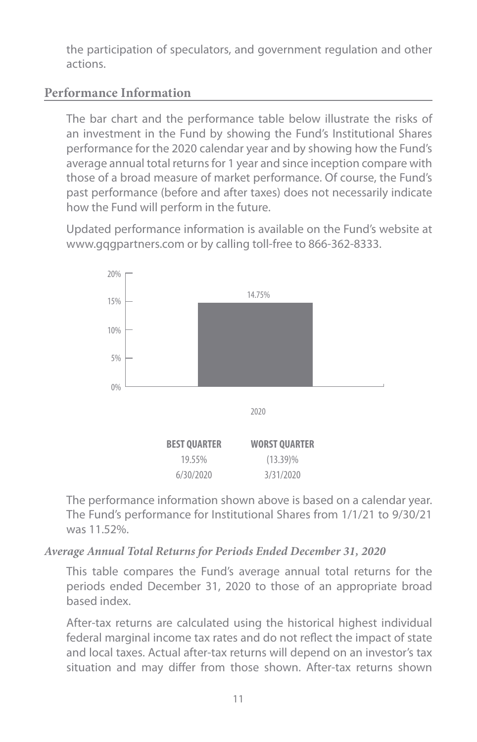the participation of speculators, and government regulation and other actions.

## Performance Information

The bar chart and the performance table below illustrate the risks of an investment in the Fund by showing the Fund's Institutional Shares performance for the 2020 calendar year and by showing how the Fund's average annual total returns for 1 year and since inception compare with those of a broad measure of market performance. Of course, the Fund's past performance (before and after taxes) does not necessarily indicate how the Fund will perform in the future.

Updated performance information is available on the Fund's website at www.gqgpartners.com or by calling toll-free to 866-362-8333.

| Year | Return |
|---|---|
| 2020 | 14.75% |

| BEST QUARTER | WORST QUARTER |
|---|---|
| 19.55% | (13.39)% |
| 6/30/2020 | 3/31/2020 |

The performance information shown above is based on a calendar year. The Fund's performance for Institutional Shares from 1/1/21 to 9/30/21 was 11.52%.

### *Average Annual Total Returns for Periods Ended December 31, 2020*

This table compares the Fund's average annual total returns for the periods ended December 31, 2020 to those of an appropriate broad based index.

After-tax returns are calculated using the historical highest individual federal marginal income tax rates and do not reflect the impact of state and local taxes. Actual after-tax returns will depend on an investor's tax situation and may differ from those shown. After-tax returns shown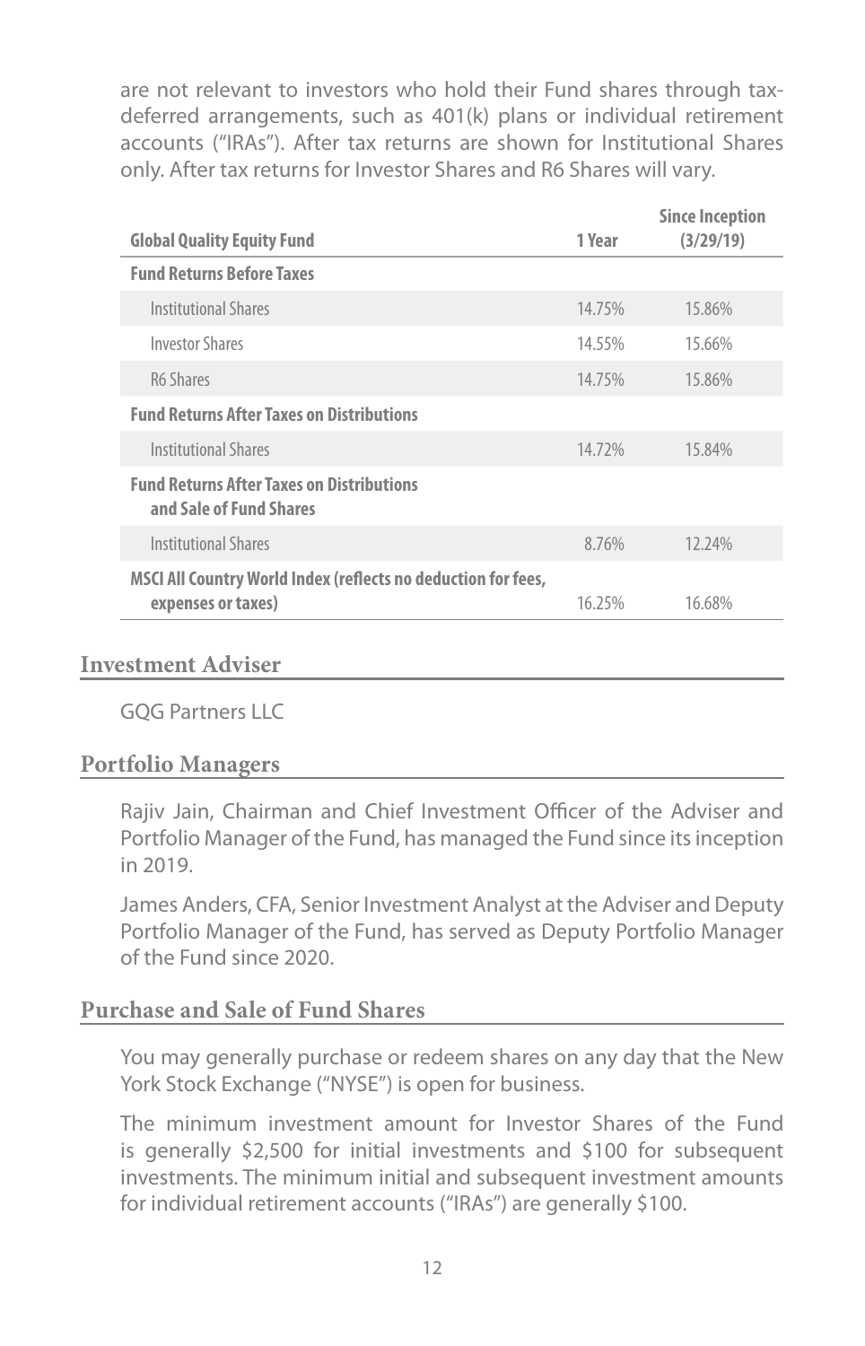are not relevant to investors who hold their Fund shares through tax-deferred arrangements, such as 401(k) plans or individual retirement accounts ("IRAs"). After tax returns are shown for Institutional Shares only. After tax returns for Investor Shares and R6 Shares will vary.

| Global Quality Equity Fund | 1 Year | Since Inception (3/29/19) |
|---|---|---|
| **Fund Returns Before Taxes** | | |
| Institutional Shares | 14.75% | 15.86% |
| Investor Shares | 14.55% | 15.66% |
| R6 Shares | 14.75% | 15.86% |
| **Fund Returns After Taxes on Distributions** | | |
| Institutional Shares | 14.72% | 15.84% |
| **Fund Returns After Taxes on Distributions and Sale of Fund Shares** | | |
| Institutional Shares | 8.76% | 12.24% |
| **MSCI All Country World Index (reflects no deduction for fees, expenses or taxes)** | 16.25% | 16.68% |

## Investment Adviser

GQG Partners LLC

## Portfolio Managers

Rajiv Jain, Chairman and Chief Investment Officer of the Adviser and Portfolio Manager of the Fund, has managed the Fund since its inception in 2019.

James Anders, CFA, Senior Investment Analyst at the Adviser and Deputy Portfolio Manager of the Fund, has served as Deputy Portfolio Manager of the Fund since 2020.

## Purchase and Sale of Fund Shares

You may generally purchase or redeem shares on any day that the New York Stock Exchange ("NYSE") is open for business.

The minimum investment amount for Investor Shares of the Fund is generally $2,500 for initial investments and $100 for subsequent investments. The minimum initial and subsequent investment amounts for individual retirement accounts ("IRAs") are generally $100.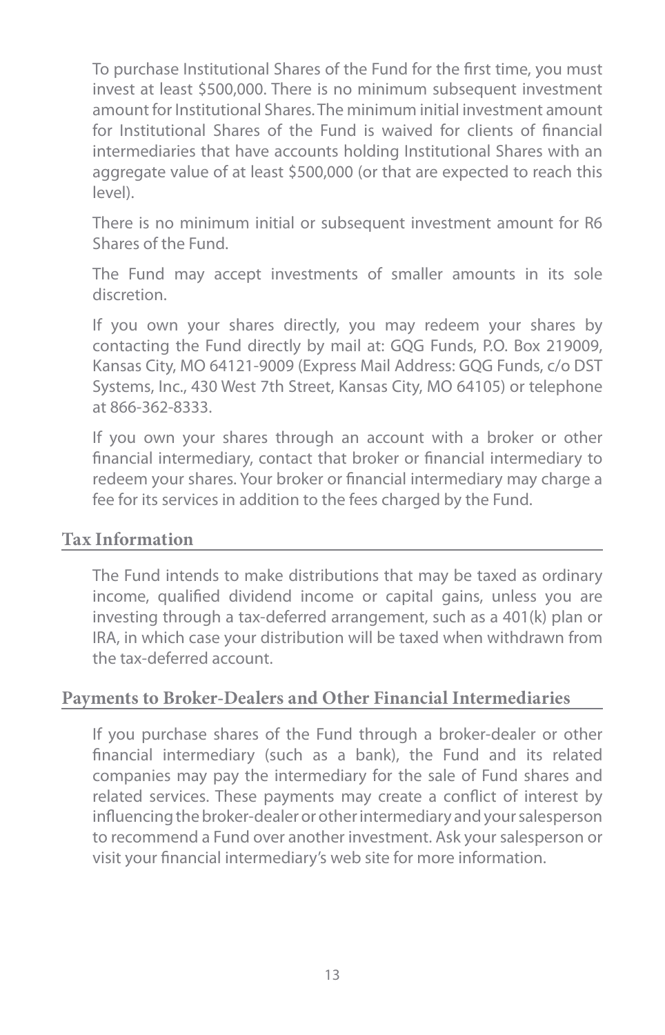To purchase Institutional Shares of the Fund for the first time, you must invest at least $500,000. There is no minimum subsequent investment amount for Institutional Shares. The minimum initial investment amount for Institutional Shares of the Fund is waived for clients of financial intermediaries that have accounts holding Institutional Shares with an aggregate value of at least $500,000 (or that are expected to reach this level).

There is no minimum initial or subsequent investment amount for R6 Shares of the Fund.

The Fund may accept investments of smaller amounts in its sole discretion.

If you own your shares directly, you may redeem your shares by contacting the Fund directly by mail at: GQG Funds, P.O. Box 219009, Kansas City, MO 64121-9009 (Express Mail Address: GQG Funds, c/o DST Systems, Inc., 430 West 7th Street, Kansas City, MO 64105) or telephone at 866-362-8333.

If you own your shares through an account with a broker or other financial intermediary, contact that broker or financial intermediary to redeem your shares. Your broker or financial intermediary may charge a fee for its services in addition to the fees charged by the Fund.

## Tax Information

The Fund intends to make distributions that may be taxed as ordinary income, qualified dividend income or capital gains, unless you are investing through a tax-deferred arrangement, such as a 401(k) plan or IRA, in which case your distribution will be taxed when withdrawn from the tax-deferred account.

## Payments to Broker-Dealers and Other Financial Intermediaries

If you purchase shares of the Fund through a broker-dealer or other financial intermediary (such as a bank), the Fund and its related companies may pay the intermediary for the sale of Fund shares and related services. These payments may create a conflict of interest by influencing the broker-dealer or other intermediary and your salesperson to recommend a Fund over another investment. Ask your salesperson or visit your financial intermediary's web site for more information.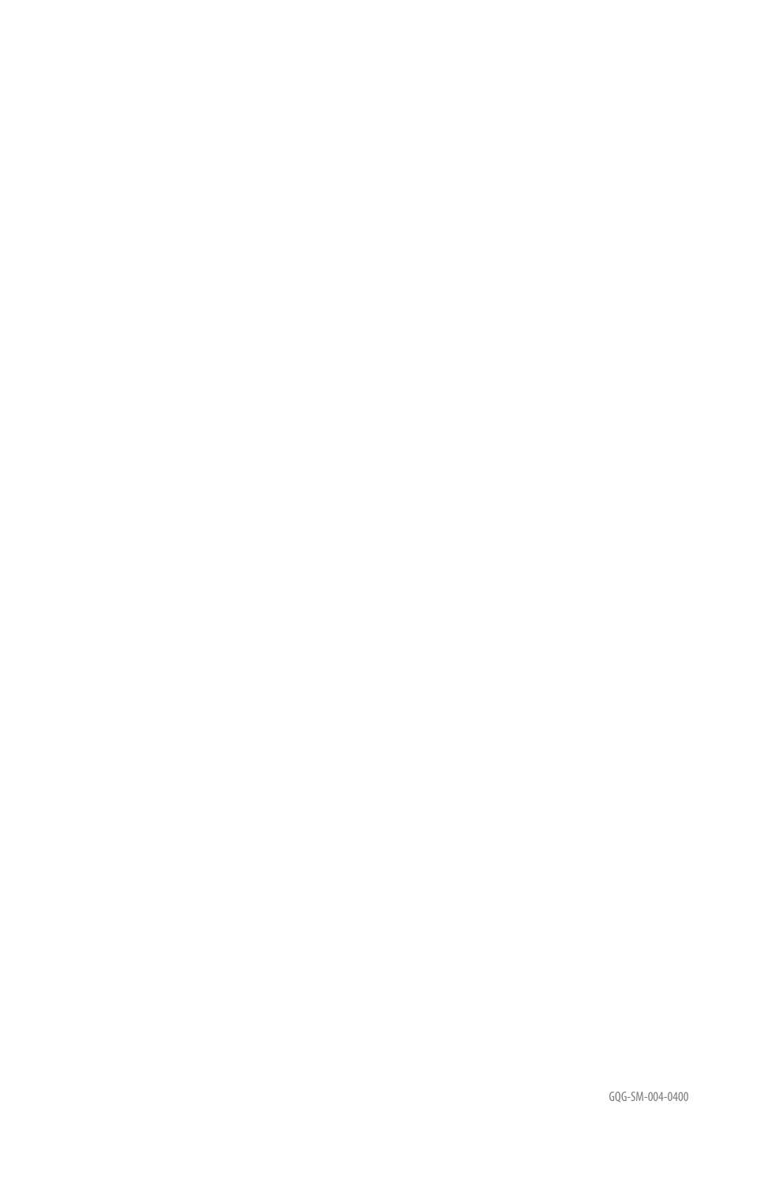GQG-SM-004-0400